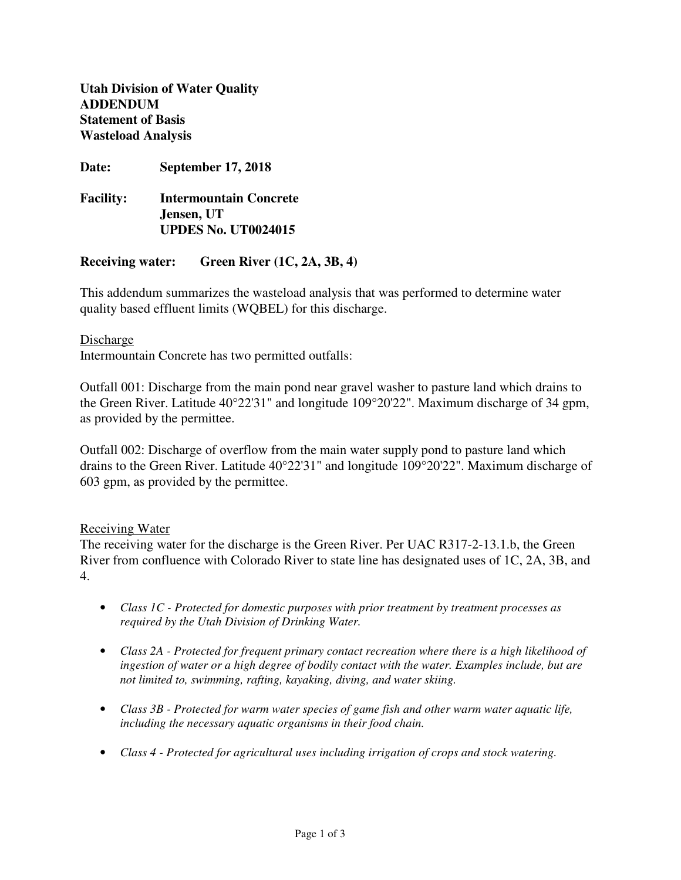**Utah Division of Water Quality**
**ADDENDUM**
**Statement of Basis**
**Wasteload Analysis**

**Date:** **September 17, 2018**

**Facility:** **Intermountain Concrete**
**Jensen, UT**
**UPDES No. UT0024015**

**Receiving water:** **Green River (1C, 2A, 3B, 4)**

This addendum summarizes the wasteload analysis that was performed to determine water quality based effluent limits (WQBEL) for this discharge.

Discharge

Intermountain Concrete has two permitted outfalls:

Outfall 001: Discharge from the main pond near gravel washer to pasture land which drains to the Green River. Latitude 40°22'31" and longitude 109°20'22". Maximum discharge of 34 gpm, as provided by the permittee.

Outfall 002: Discharge of overflow from the main water supply pond to pasture land which drains to the Green River. Latitude 40°22'31" and longitude 109°20'22". Maximum discharge of 603 gpm, as provided by the permittee.

Receiving Water

The receiving water for the discharge is the Green River. Per UAC R317-2-13.1.b, the Green River from confluence with Colorado River to state line has designated uses of 1C, 2A, 3B, and 4.

- *Class 1C - Protected for domestic purposes with prior treatment by treatment processes as required by the Utah Division of Drinking Water.*
- *Class 2A - Protected for frequent primary contact recreation where there is a high likelihood of ingestion of water or a high degree of bodily contact with the water. Examples include, but are not limited to, swimming, rafting, kayaking, diving, and water skiing.*
- *Class 3B - Protected for warm water species of game fish and other warm water aquatic life, including the necessary aquatic organisms in their food chain.*
- *Class 4 - Protected for agricultural uses including irrigation of crops and stock watering.*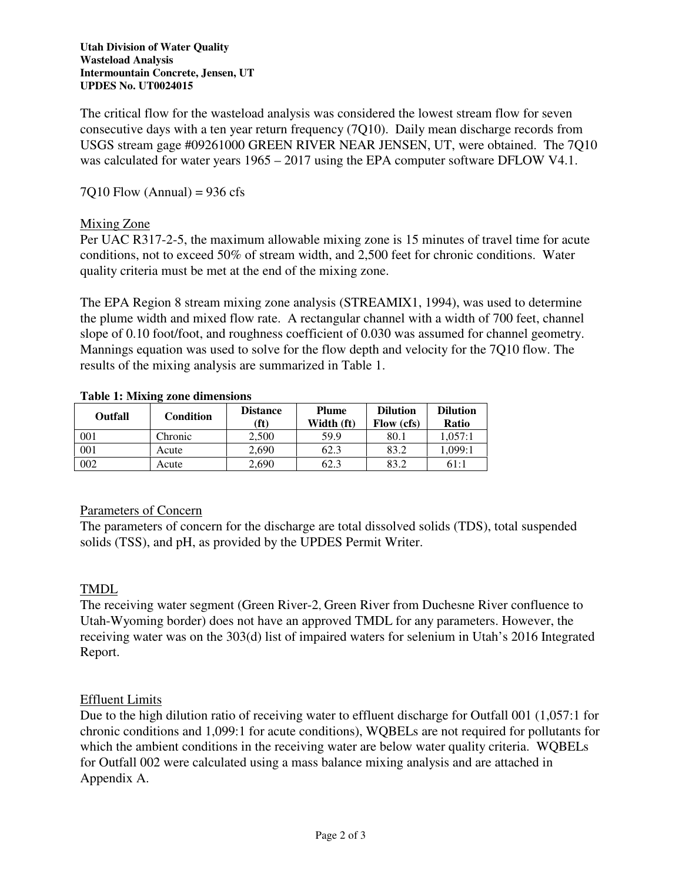**Utah Division of Water Quality**
**Wasteload Analysis**
**Intermountain Concrete, Jensen, UT**
**UPDES No. UT0024015**

The critical flow for the wasteload analysis was considered the lowest stream flow for seven consecutive days with a ten year return frequency (7Q10). Daily mean discharge records from USGS stream gage #09261000 GREEN RIVER NEAR JENSEN, UT, were obtained. The 7Q10 was calculated for water years 1965 – 2017 using the EPA computer software DFLOW V4.1.

7Q10 Flow (Annual) = 936 cfs

## Mixing Zone

Per UAC R317-2-5, the maximum allowable mixing zone is 15 minutes of travel time for acute conditions, not to exceed 50% of stream width, and 2,500 feet for chronic conditions. Water quality criteria must be met at the end of the mixing zone.

The EPA Region 8 stream mixing zone analysis (STREAMIX1, 1994), was used to determine the plume width and mixed flow rate. A rectangular channel with a width of 700 feet, channel slope of 0.10 foot/foot, and roughness coefficient of 0.030 was assumed for channel geometry. Mannings equation was used to solve for the flow depth and velocity for the 7Q10 flow. The results of the mixing analysis are summarized in Table 1.

**Table 1: Mixing zone dimensions**

| Outfall | Condition | Distance (ft) | Plume Width (ft) | Dilution Flow (cfs) | Dilution Ratio |
|---|---|---|---|---|---|
| 001 | Chronic | 2,500 | 59.9 | 80.1 | 1,057:1 |
| 001 | Acute | 2,690 | 62.3 | 83.2 | 1,099:1 |
| 002 | Acute | 2,690 | 62.3 | 83.2 | 61:1 |

## Parameters of Concern

The parameters of concern for the discharge are total dissolved solids (TDS), total suspended solids (TSS), and pH, as provided by the UPDES Permit Writer.

## TMDL

The receiving water segment (Green River-2, Green River from Duchesne River confluence to Utah-Wyoming border) does not have an approved TMDL for any parameters. However, the receiving water was on the 303(d) list of impaired waters for selenium in Utah's 2016 Integrated Report.

## Effluent Limits

Due to the high dilution ratio of receiving water to effluent discharge for Outfall 001 (1,057:1 for chronic conditions and 1,099:1 for acute conditions), WQBELs are not required for pollutants for which the ambient conditions in the receiving water are below water quality criteria. WQBELs for Outfall 002 were calculated using a mass balance mixing analysis and are attached in Appendix A.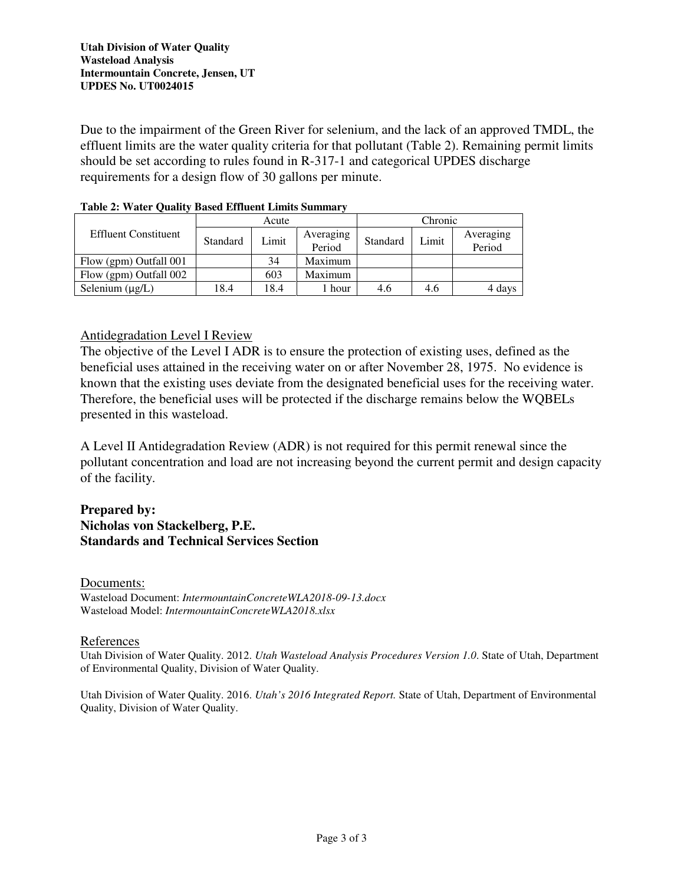Due to the impairment of the Green River for selenium, and the lack of an approved TMDL, the effluent limits are the water quality criteria for that pollutant (Table 2). Remaining permit limits should be set according to rules found in R-317-1 and categorical UPDES discharge requirements for a design flow of 30 gallons per minute.

**Table 2: Water Quality Based Effluent Limits Summary**

| Effluent Constituent | Acute | | | Chronic | | |
|---|---|---|---|---|---|---|
| | Standard | Limit | Averaging Period | Standard | Limit | Averaging Period |
| Flow (gpm) Outfall 001 | | 34 | Maximum | | | |
| Flow (gpm) Outfall 002 | | 603 | Maximum | | | |
| Selenium (µg/L) | 18.4 | 18.4 | 1 hour | 4.6 | 4.6 | 4 days |

## Antidegradation Level I Review

The objective of the Level I ADR is to ensure the protection of existing uses, defined as the beneficial uses attained in the receiving water on or after November 28, 1975. No evidence is known that the existing uses deviate from the designated beneficial uses for the receiving water. Therefore, the beneficial uses will be protected if the discharge remains below the WQBELs presented in this wasteload.

A Level II Antidegradation Review (ADR) is not required for this permit renewal since the pollutant concentration and load are not increasing beyond the current permit and design capacity of the facility.

**Prepared by:**
**Nicholas von Stackelberg, P.E.**
**Standards and Technical Services Section**

## Documents:

Wasteload Document: *IntermountainConcreteWLA2018-09-13.docx*
Wasteload Model: *IntermountainConcreteWLA2018.xlsx*

## References

Utah Division of Water Quality. 2012. *Utah Wasteload Analysis Procedures Version 1.0*. State of Utah, Department of Environmental Quality, Division of Water Quality.

Utah Division of Water Quality. 2016. *Utah's 2016 Integrated Report.* State of Utah, Department of Environmental Quality, Division of Water Quality.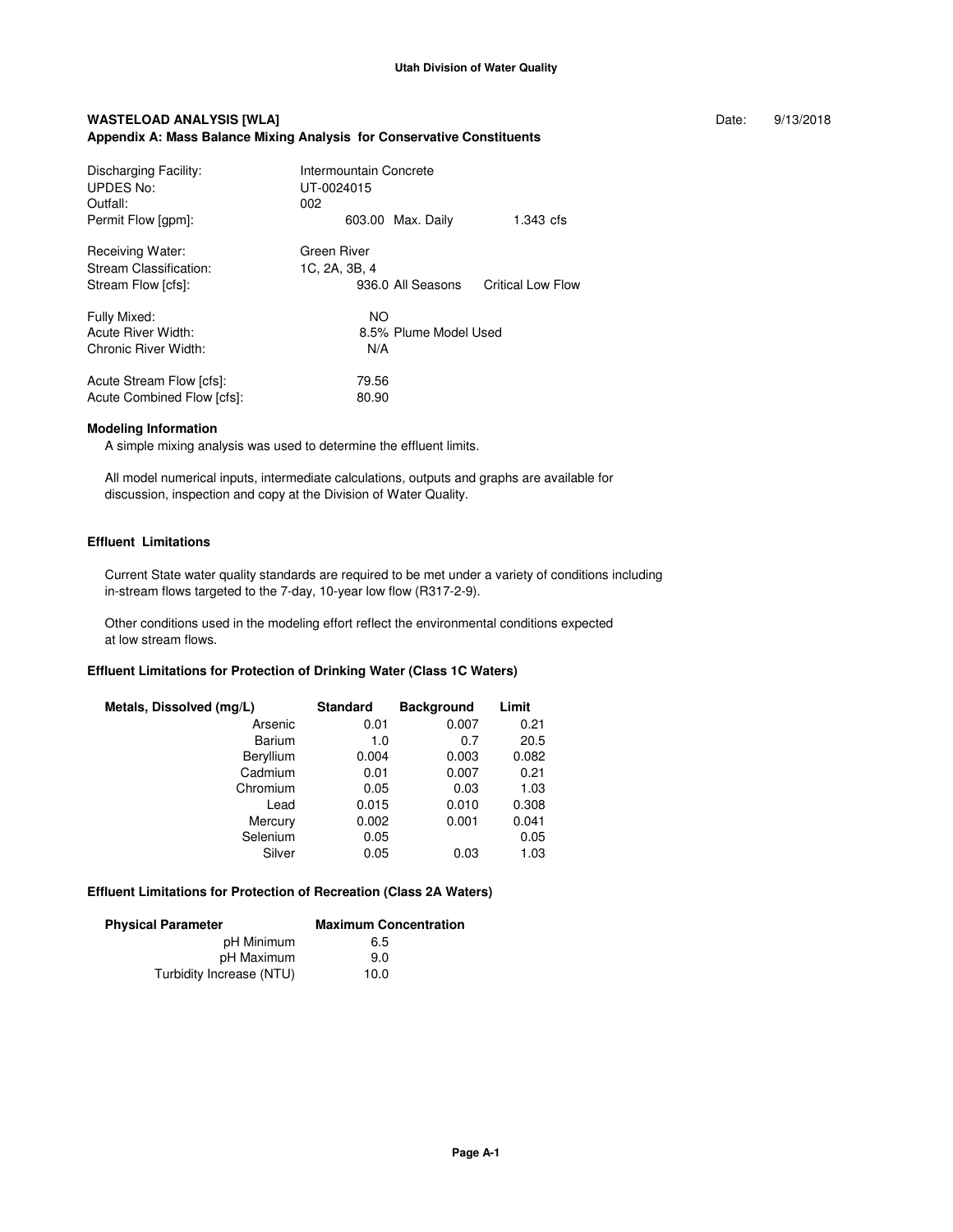Utah Division of Water Quality

**WASTELOAD ANALYSIS [WLA]** Date: 9/13/2018

**Appendix A: Mass Balance Mixing Analysis for Conservative Constituents**

| | | | |
|---|---|---|---|
| Discharging Facility: | Intermountain Concrete | | |
| UPDES No: | UT-0024015 | | |
| Outfall: | 002 | | |
| Permit Flow [gpm]: | 603.00 | Max. Daily | 1.343 cfs |
| Receiving Water: | Green River | | |
| Stream Classification: | 1C, 2A, 3B, 4 | | |
| Stream Flow [cfs]: | 936.0 | All Seasons | Critical Low Flow |
| Fully Mixed: | NO | | |
| Acute River Width: | 8.5% | Plume Model Used | |
| Chronic River Width: | N/A | | |
| Acute Stream Flow [cfs]: | 79.56 | | |
| Acute Combined Flow [cfs]: | 80.90 | | |

### Modeling Information

A simple mixing analysis was used to determine the effluent limits.

All model numerical inputs, intermediate calculations, outputs and graphs are available for discussion, inspection and copy at the Division of Water Quality.

### Effluent Limitations

Current State water quality standards are required to be met under a variety of conditions including in-stream flows targeted to the 7-day, 10-year low flow (R317-2-9).

Other conditions used in the modeling effort reflect the environmental conditions expected at low stream flows.

### Effluent Limitations for Protection of Drinking Water (Class 1C Waters)

| Metals, Dissolved (mg/L) | Standard | Background | Limit |
|---|---|---|---|
| Arsenic | 0.01 | 0.007 | 0.21 |
| Barium | 1.0 | 0.7 | 20.5 |
| Beryllium | 0.004 | 0.003 | 0.082 |
| Cadmium | 0.01 | 0.007 | 0.21 |
| Chromium | 0.05 | 0.03 | 1.03 |
| Lead | 0.015 | 0.010 | 0.308 |
| Mercury | 0.002 | 0.001 | 0.041 |
| Selenium | 0.05 | | 0.05 |
| Silver | 0.05 | 0.03 | 1.03 |

### Effluent Limitations for Protection of Recreation (Class 2A Waters)

| Physical Parameter | Maximum Concentration |
|---|---|
| pH Minimum | 6.5 |
| pH Maximum | 9.0 |
| Turbidity Increase (NTU) | 10.0 |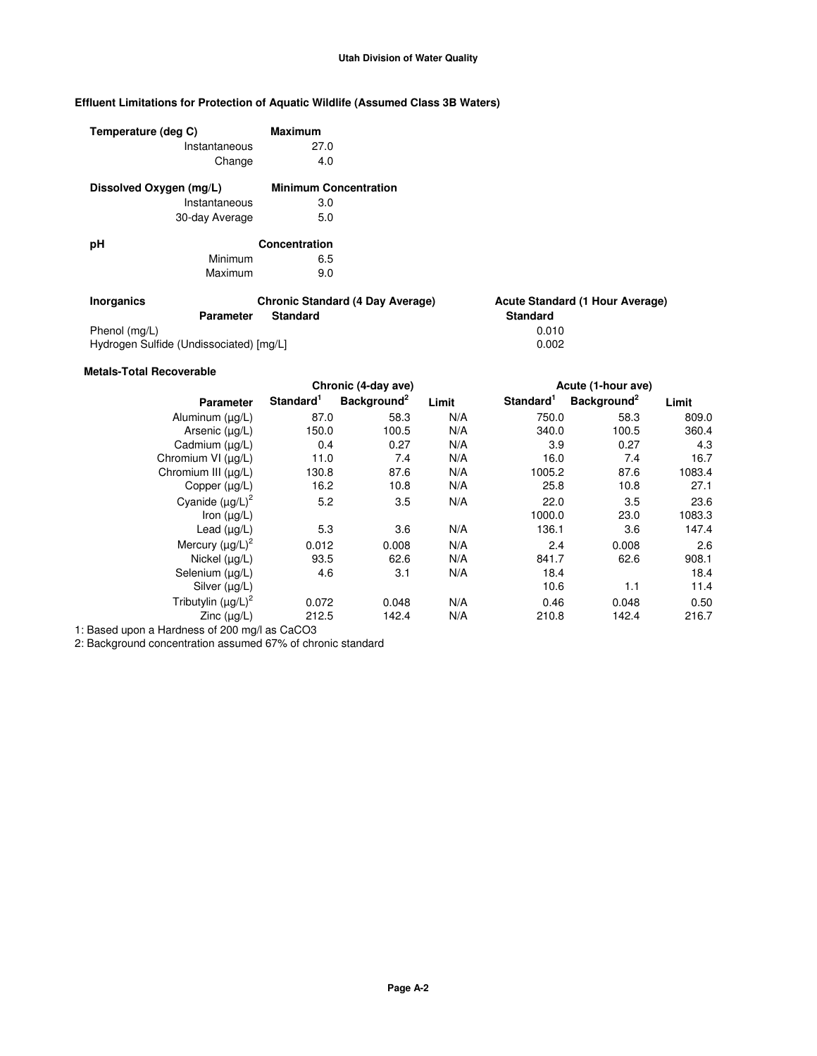**Utah Division of Water Quality**

### Effluent Limitations for Protection of Aquatic Wildlife (Assumed Class 3B Waters)

| Temperature (deg C) | Maximum |
|---|---|
| Instantaneous | 27.0 |
| Change | 4.0 |

| Dissolved Oxygen (mg/L) | Minimum Concentration |
|---|---|
| Instantaneous | 3.0 |
| 30-day Average | 5.0 |

| pH | Concentration |
|---|---|
| Minimum | 6.5 |
| Maximum | 9.0 |

| Inorganics | Chronic Standard (4 Day Average) | Acute Standard (1 Hour Average) |
|---|---|---|
| Parameter | Standard | Standard |
| Phenol (mg/L) | | 0.010 |
| Hydrogen Sulfide (Undissociated) [mg/L] | | 0.002 |

**Metals-Total Recoverable**

| | Chronic (4-day ave) | | | Acute (1-hour ave) | | |
|---|---|---|---|---|---|---|
| Parameter | Standard[1] | Background[2] | Limit | Standard[1] | Background[2] | Limit |
| Aluminum (µg/L) | 87.0 | 58.3 | N/A | 750.0 | 58.3 | 809.0 |
| Arsenic (µg/L) | 150.0 | 100.5 | N/A | 340.0 | 100.5 | 360.4 |
| Cadmium (µg/L) | 0.4 | 0.27 | N/A | 3.9 | 0.27 | 4.3 |
| Chromium VI (µg/L) | 11.0 | 7.4 | N/A | 16.0 | 7.4 | 16.7 |
| Chromium III (µg/L) | 130.8 | 87.6 | N/A | 1005.2 | 87.6 | 1083.4 |
| Copper (µg/L) | 16.2 | 10.8 | N/A | 25.8 | 10.8 | 27.1 |
| Cyanide (µg/L)[2] | 5.2 | 3.5 | N/A | 22.0 | 3.5 | 23.6 |
| Iron (µg/L) | | | | 1000.0 | 23.0 | 1083.3 |
| Lead (µg/L) | 5.3 | 3.6 | N/A | 136.1 | 3.6 | 147.4 |
| Mercury (µg/L)[2] | 0.012 | 0.008 | N/A | 2.4 | 0.008 | 2.6 |
| Nickel (µg/L) | 93.5 | 62.6 | N/A | 841.7 | 62.6 | 908.1 |
| Selenium (µg/L) | 4.6 | 3.1 | N/A | 18.4 | | 18.4 |
| Silver (µg/L) | | | | 10.6 | 1.1 | 11.4 |
| Tributylin (µg/L)[2] | 0.072 | 0.048 | N/A | 0.46 | 0.048 | 0.50 |
| Zinc (µg/L) | 212.5 | 142.4 | N/A | 210.8 | 142.4 | 216.7 |

1: Based upon a Hardness of 200 mg/l as $CaCO_3$
2: Background concentration assumed 67% of chronic standard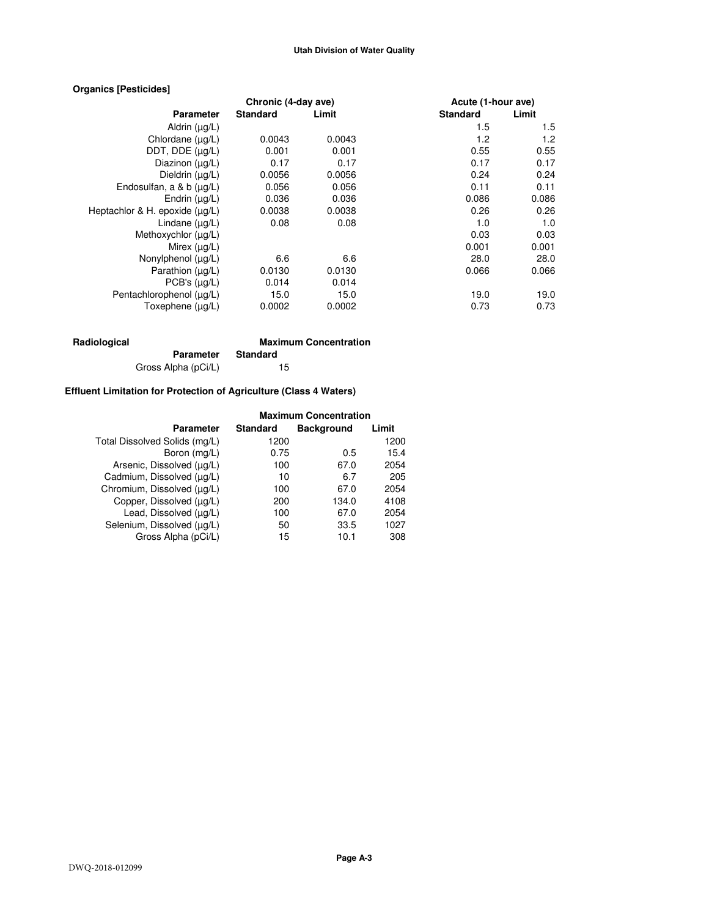**Organics [Pesticides]**

| Parameter | Chronic (4-day ave) Standard | Chronic (4-day ave) Limit | Acute (1-hour ave) Standard | Acute (1-hour ave) Limit |
|---|---|---|---|---|
| Aldrin (µg/L) | | | 1.5 | 1.5 |
| Chlordane (µg/L) | 0.0043 | 0.0043 | 1.2 | 1.2 |
| DDT, DDE (µg/L) | 0.001 | 0.001 | 0.55 | 0.55 |
| Diazinon (µg/L) | 0.17 | 0.17 | 0.17 | 0.17 |
| Dieldrin (µg/L) | 0.0056 | 0.0056 | 0.24 | 0.24 |
| Endosulfan, a & b (µg/L) | 0.056 | 0.056 | 0.11 | 0.11 |
| Endrin (µg/L) | 0.036 | 0.036 | 0.086 | 0.086 |
| Heptachlor & H. epoxide (µg/L) | 0.0038 | 0.0038 | 0.26 | 0.26 |
| Lindane (µg/L) | 0.08 | 0.08 | 1.0 | 1.0 |
| Methoxychlor (µg/L) | | | 0.03 | 0.03 |
| Mirex (µg/L) | | | 0.001 | 0.001 |
| Nonylphenol (µg/L) | 6.6 | 6.6 | 28.0 | 28.0 |
| Parathion (µg/L) | 0.0130 | 0.0130 | 0.066 | 0.066 |
| PCB's (µg/L) | 0.014 | 0.014 | | |
| Pentachlorophenol (µg/L) | 15.0 | 15.0 | 19.0 | 19.0 |
| Toxephene (µg/L) | 0.0002 | 0.0002 | 0.73 | 0.73 |

**Radiological**

| Parameter | Maximum Concentration Standard |
|---|---|
| Gross Alpha (pCi/L) | 15 |

**Effluent Limitation for Protection of Agriculture (Class 4 Waters)**

| Parameter | Maximum Concentration Standard | Background | Limit |
|---|---|---|---|
| Total Dissolved Solids (mg/L) | 1200 | | 1200 |
| Boron (mg/L) | 0.75 | 0.5 | 15.4 |
| Arsenic, Dissolved (µg/L) | 100 | 67.0 | 2054 |
| Cadmium, Dissolved (µg/L) | 10 | 6.7 | 205 |
| Chromium, Dissolved (µg/L) | 100 | 67.0 | 2054 |
| Copper, Dissolved (µg/L) | 200 | 134.0 | 4108 |
| Lead, Dissolved (µg/L) | 100 | 67.0 | 2054 |
| Selenium, Dissolved (µg/L) | 50 | 33.5 | 1027 |
| Gross Alpha (pCi/L) | 15 | 10.1 | 308 |